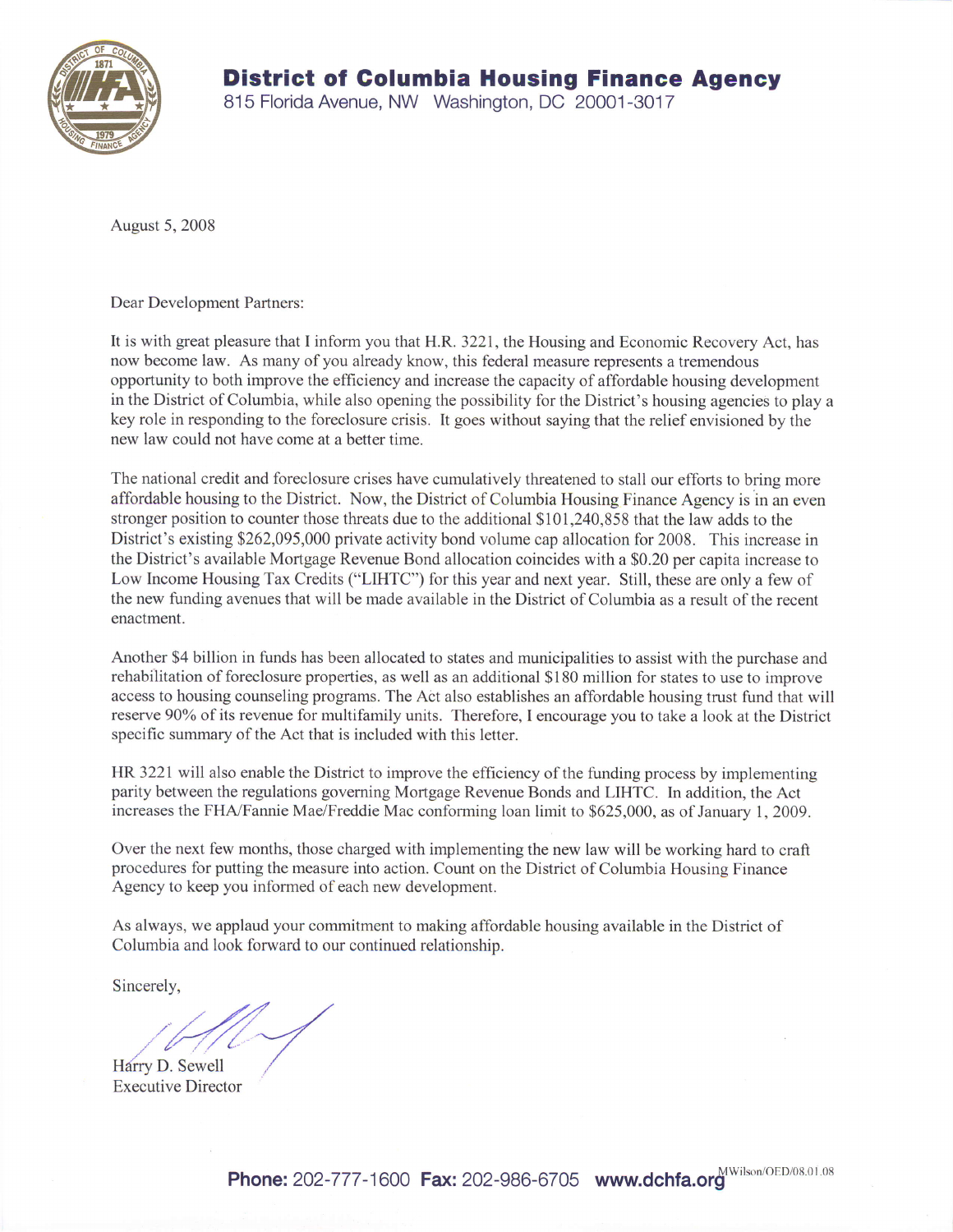# District of Columbia Housing Finance Agency

815 Florida Avenue, NW Washington, DC 20001-3017

August 5, 2008

Dear Development Partners:

It is with great pleasure that I inform you that H.R. 3221, the Housing and Economic Recovery Act, has now become law. As many of you already know, this federal measure represents a tremendous opportunity to both improve the efficiency and increase the capacity of affordable housing development in the District of Columbia, while also opening the possibility for the District's housing agencies to play a key role in responding to the foreclosure crisis. It goes without saying that the relief envisioned by the new law could not have come at a better time.

The national credit and foreclosure crises have cumulatively threatened to stall our efforts to bring more affordable housing to the District. Now, the District of Columbia Housing Finance Agency is in an even stronger position to counter those threats due to the additional $101,240,858 that the law adds to the District's existing $262,095,000 private activity bond volume cap allocation for 2008. This increase in the District's available Mortgage Revenue Bond allocation coincides with a $0.20 per capita increase to Low Income Housing Tax Credits ("LIHTC") for this year and next year. Still, these are only a few of the new funding avenues that will be made available in the District of Columbia as a result of the recent enactment.

Another $4 billion in funds has been allocated to states and municipalities to assist with the purchase and rehabilitation of foreclosure properties, as well as an additional $180 million for states to use to improve access to housing counseling programs. The Act also establishes an affordable housing trust fund that will reserve 90% of its revenue for multifamily units. Therefore, I encourage you to take a look at the District specific summary of the Act that is included with this letter.

HR 3221 will also enable the District to improve the efficiency of the funding process by implementing parity between the regulations governing Mortgage Revenue Bonds and LIHTC. In addition, the Act increases the FHA/Fannie Mae/Freddie Mac conforming loan limit to $625,000, as of January 1, 2009.

Over the next few months, those charged with implementing the new law will be working hard to craft procedures for putting the measure into action. Count on the District of Columbia Housing Finance Agency to keep you informed of each new development.

As always, we applaud your commitment to making affordable housing available in the District of Columbia and look forward to our continued relationship.

Sincerely,

Harry D. Sewell
Executive Director

**Phone:** 202-777-1600 **Fax:** 202-986-6705 **www.dchfa.org**

MWilson/OED/08.01.08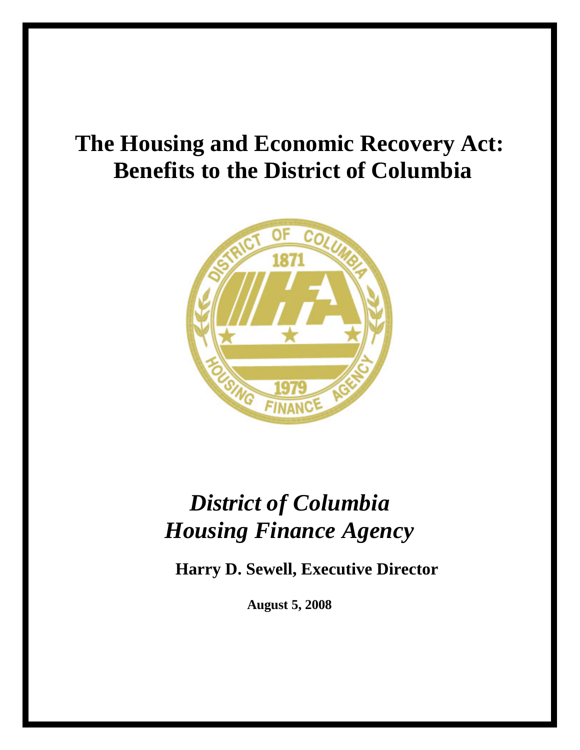# The Housing and Economic Recovery Act: Benefits to the District of Columbia

## *District of Columbia Housing Finance Agency*

**Harry D. Sewell, Executive Director**

**August 5, 2008**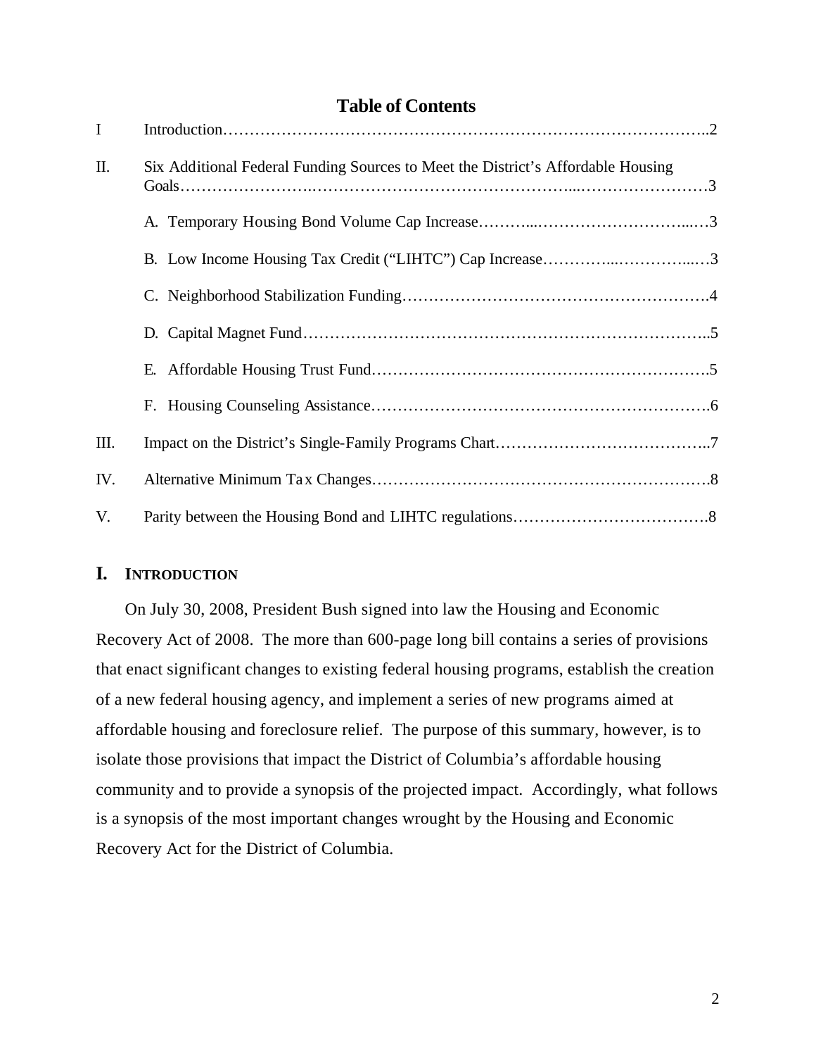# Table of Contents

| | | |
|---|---|---|
| I | Introduction | 2 |
| II. | Six Additional Federal Funding Sources to Meet the District's Affordable Housing Goals | 3 |
| | A. Temporary Housing Bond Volume Cap Increase | 3 |
| | B. Low Income Housing Tax Credit ("LIHTC") Cap Increase | 3 |
| | C. Neighborhood Stabilization Funding | 4 |
| | D. Capital Magnet Fund | 5 |
| | E. Affordable Housing Trust Fund | 5 |
| | F. Housing Counseling Assistance | 6 |
| III. | Impact on the District's Single-Family Programs Chart | 7 |
| IV. | Alternative Minimum Tax Changes | 8 |
| V. | Parity between the Housing Bond and LIHTC regulations | 8 |

## I. INTRODUCTION

On July 30, 2008, President Bush signed into law the Housing and Economic Recovery Act of 2008. The more than 600-page long bill contains a series of provisions that enact significant changes to existing federal housing programs, establish the creation of a new federal housing agency, and implement a series of new programs aimed at affordable housing and foreclosure relief. The purpose of this summary, however, is to isolate those provisions that impact the District of Columbia's affordable housing community and to provide a synopsis of the projected impact. Accordingly, what follows is a synopsis of the most important changes wrought by the Housing and Economic Recovery Act for the District of Columbia.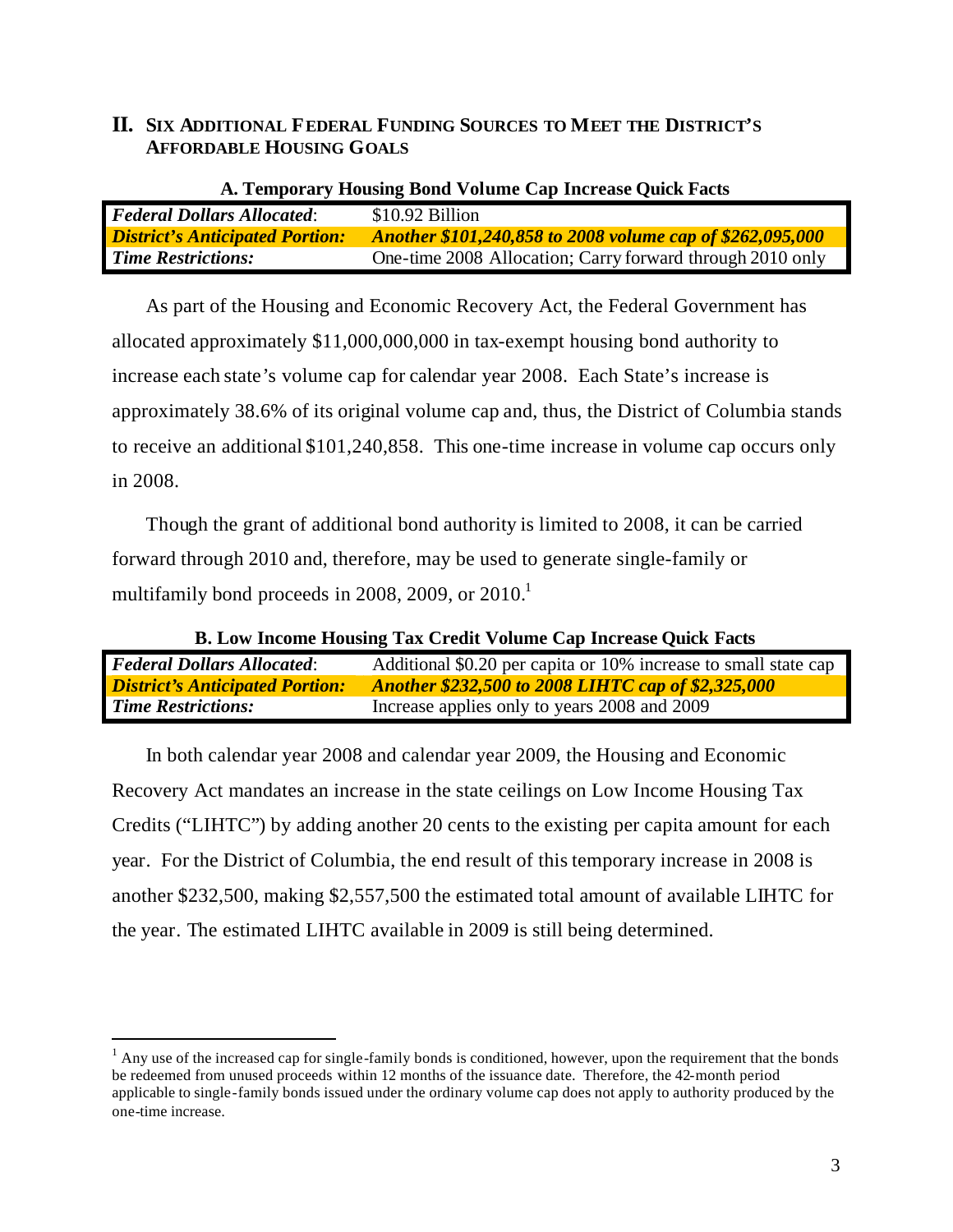## II. SIX ADDITIONAL FEDERAL FUNDING SOURCES TO MEET THE DISTRICT'S AFFORDABLE HOUSING GOALS

**A. Temporary Housing Bond Volume Cap Increase Quick Facts**

| | |
|---|---|
| ***Federal Dollars Allocated*:** | $10.92 Billion |
| ***District's Anticipated Portion:*** | ***Another $101,240,858 to 2008 volume cap of $262,095,000*** |
| ***Time Restrictions:*** | One-time 2008 Allocation; Carry forward through 2010 only |

As part of the Housing and Economic Recovery Act, the Federal Government has allocated approximately $11,000,000,000 in tax-exempt housing bond authority to increase each state's volume cap for calendar year 2008. Each State's increase is approximately 38.6% of its original volume cap and, thus, the District of Columbia stands to receive an additional $101,240,858. This one-time increase in volume cap occurs only in 2008.

Though the grant of additional bond authority is limited to 2008, it can be carried forward through 2010 and, therefore, may be used to generate single-family or multifamily bond proceeds in 2008, 2009, or 2010.[1]

**B. Low Income Housing Tax Credit Volume Cap Increase Quick Facts**

| | |
|---|---|
| ***Federal Dollars Allocated*:** | Additional $0.20 per capita or 10% increase to small state cap |
| ***District's Anticipated Portion:*** | ***Another $232,500 to 2008 LIHTC cap of $2,325,000*** |
| ***Time Restrictions:*** | Increase applies only to years 2008 and 2009 |

In both calendar year 2008 and calendar year 2009, the Housing and Economic Recovery Act mandates an increase in the state ceilings on Low Income Housing Tax Credits ("LIHTC") by adding another 20 cents to the existing per capita amount for each year. For the District of Columbia, the end result of this temporary increase in 2008 is another $232,500, making $2,557,500 the estimated total amount of available LIHTC for the year. The estimated LIHTC available in 2009 is still being determined.

---

[1] Any use of the increased cap for single-family bonds is conditioned, however, upon the requirement that the bonds be redeemed from unused proceeds within 12 months of the issuance date. Therefore, the 42-month period applicable to single-family bonds issued under the ordinary volume cap does not apply to authority produced by the one-time increase.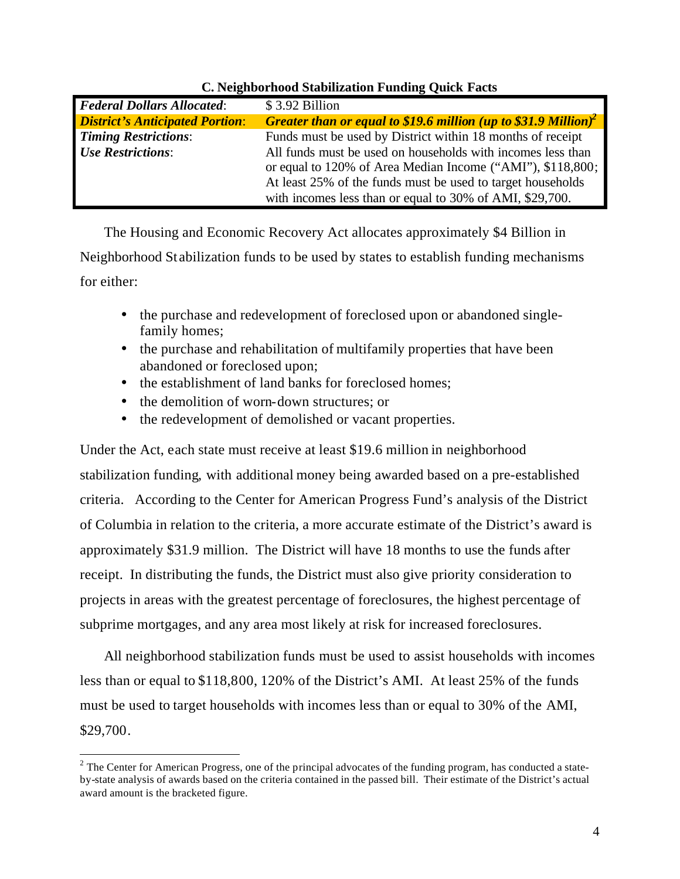### C. Neighborhood Stabilization Funding Quick Facts

| | |
|---|---|
| ***Federal Dollars Allocated***: | $ 3.92 Billion |
| ***District's Anticipated Portion***: | ***Greater than or equal to $19.6 million (up to $31.9 Million)***[2] |
| ***Timing Restrictions***: | Funds must be used by District within 18 months of receipt |
| ***Use Restrictions***: | All funds must be used on households with incomes less than or equal to 120% of Area Median Income ("AMI"), $118,800; At least 25% of the funds must be used to target households with incomes less than or equal to 30% of AMI, $29,700. |

The Housing and Economic Recovery Act allocates approximately $4 Billion in Neighborhood Stabilization funds to be used by states to establish funding mechanisms for either:

- the purchase and redevelopment of foreclosed upon or abandoned single-family homes;
- the purchase and rehabilitation of multifamily properties that have been abandoned or foreclosed upon;
- the establishment of land banks for foreclosed homes;
- the demolition of worn-down structures; or
- the redevelopment of demolished or vacant properties.

Under the Act, each state must receive at least $19.6 million in neighborhood stabilization funding, with additional money being awarded based on a pre-established criteria. According to the Center for American Progress Fund's analysis of the District of Columbia in relation to the criteria, a more accurate estimate of the District's award is approximately $31.9 million. The District will have 18 months to use the funds after receipt. In distributing the funds, the District must also give priority consideration to projects in areas with the greatest percentage of foreclosures, the highest percentage of subprime mortgages, and any area most likely at risk for increased foreclosures.

All neighborhood stabilization funds must be used to assist households with incomes less than or equal to $118,800, 120% of the District's AMI. At least 25% of the funds must be used to target households with incomes less than or equal to 30% of the AMI, $29,700.

---

[2] The Center for American Progress, one of the principal advocates of the funding program, has conducted a state-by-state analysis of awards based on the criteria contained in the passed bill. Their estimate of the District's actual award amount is the bracketed figure.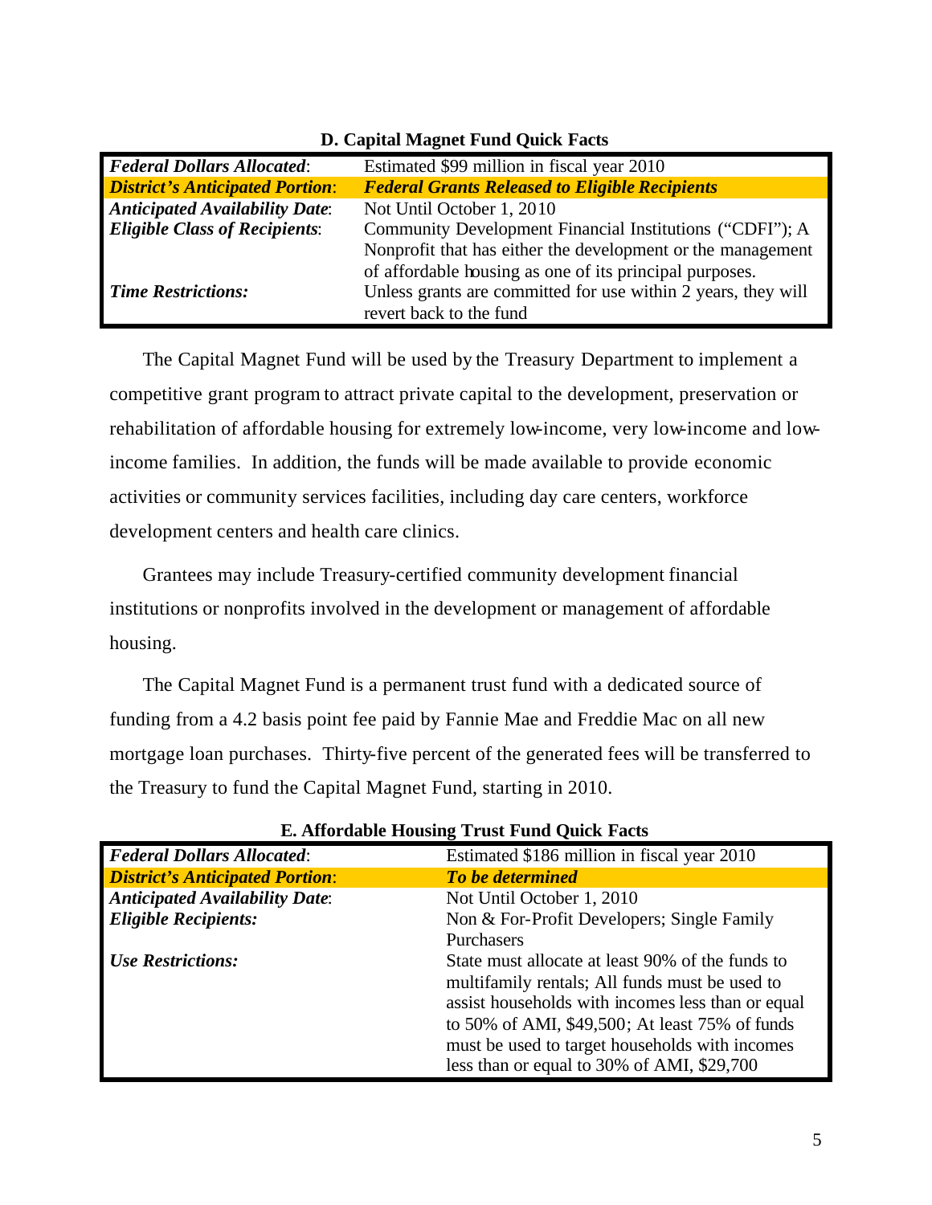**D. Capital Magnet Fund Quick Facts**

| | |
|---|---|
| ***Federal Dollars Allocated*:** | Estimated $99 million in fiscal year 2010 |
| ***District's Anticipated Portion*:** | ***Federal Grants Released to Eligible Recipients*** |
| ***Anticipated Availability Date*:** | Not Until October 1, 2010 |
| ***Eligible Class of Recipients*:** | Community Development Financial Institutions ("CDFI"); A Nonprofit that has either the development or the management of affordable housing as one of its principal purposes. |
| ***Time Restrictions:*** | Unless grants are committed for use within 2 years, they will revert back to the fund |

The Capital Magnet Fund will be used by the Treasury Department to implement a competitive grant program to attract private capital to the development, preservation or rehabilitation of affordable housing for extremely low-income, very low-income and low-income families. In addition, the funds will be made available to provide economic activities or community services facilities, including day care centers, workforce development centers and health care clinics.

Grantees may include Treasury-certified community development financial institutions or nonprofits involved in the development or management of affordable housing.

The Capital Magnet Fund is a permanent trust fund with a dedicated source of funding from a 4.2 basis point fee paid by Fannie Mae and Freddie Mac on all new mortgage loan purchases. Thirty-five percent of the generated fees will be transferred to the Treasury to fund the Capital Magnet Fund, starting in 2010.

**E. Affordable Housing Trust Fund Quick Facts**

| | |
|---|---|
| ***Federal Dollars Allocated*:** | Estimated $186 million in fiscal year 2010 |
| ***District's Anticipated Portion*:** | ***To be determined*** |
| ***Anticipated Availability Date*:** | Not Until October 1, 2010 |
| ***Eligible Recipients:*** | Non & For-Profit Developers; Single Family Purchasers |
| ***Use Restrictions:*** | State must allocate at least 90% of the funds to multifamily rentals; All funds must be used to assist households with incomes less than or equal to 50% of AMI, $49,500; At least 75% of funds must be used to target households with incomes less than or equal to 30% of AMI, $29,700 |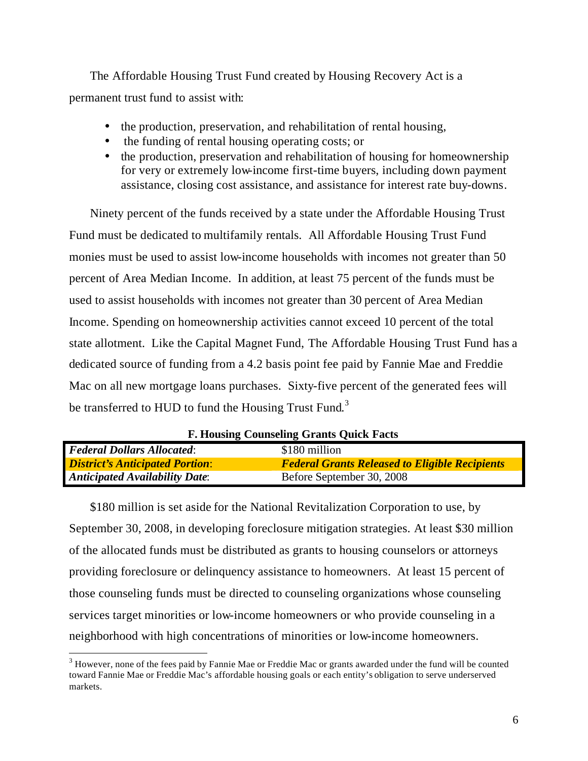The Affordable Housing Trust Fund created by Housing Recovery Act is a permanent trust fund to assist with:

- the production, preservation, and rehabilitation of rental housing,
- the funding of rental housing operating costs; or
- the production, preservation and rehabilitation of housing for homeownership for very or extremely low-income first-time buyers, including down payment assistance, closing cost assistance, and assistance for interest rate buy-downs.

Ninety percent of the funds received by a state under the Affordable Housing Trust Fund must be dedicated to multifamily rentals. All Affordable Housing Trust Fund monies must be used to assist low-income households with incomes not greater than 50 percent of Area Median Income. In addition, at least 75 percent of the funds must be used to assist households with incomes not greater than 30 percent of Area Median Income. Spending on homeownership activities cannot exceed 10 percent of the total state allotment. Like the Capital Magnet Fund, The Affordable Housing Trust Fund has a dedicated source of funding from a 4.2 basis point fee paid by Fannie Mae and Freddie Mac on all new mortgage loans purchases. Sixty-five percent of the generated fees will be transferred to HUD to fund the Housing Trust Fund.[3]

**F. Housing Counseling Grants Quick Facts**

| | |
|---|---|
| ***Federal Dollars Allocated***: | $180 million |
| ***District's Anticipated Portion***: | ***Federal Grants Released to Eligible Recipients*** |
| ***Anticipated Availability Date***: | Before September 30, 2008 |

$180 million is set aside for the National Revitalization Corporation to use, by September 30, 2008, in developing foreclosure mitigation strategies. At least $30 million of the allocated funds must be distributed as grants to housing counselors or attorneys providing foreclosure or delinquency assistance to homeowners. At least 15 percent of those counseling funds must be directed to counseling organizations whose counseling services target minorities or low-income homeowners or who provide counseling in a neighborhood with high concentrations of minorities or low-income homeowners.

[3] However, none of the fees paid by Fannie Mae or Freddie Mac or grants awarded under the fund will be counted toward Fannie Mae or Freddie Mac's affordable housing goals or each entity's obligation to serve underserved markets.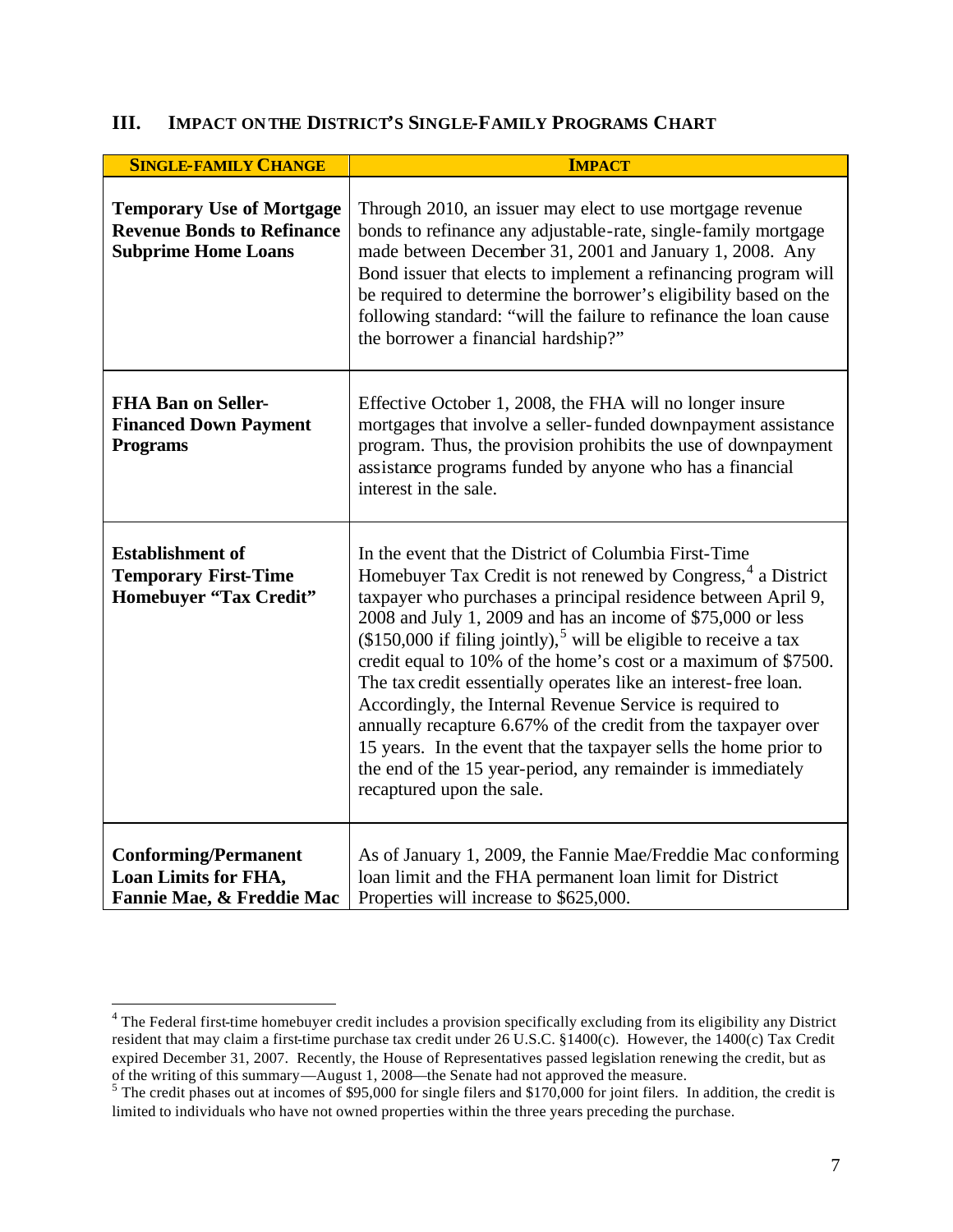## III. IMPACT ON THE DISTRICT'S SINGLE-FAMILY PROGRAMS CHART

| SINGLE-FAMILY CHANGE | IMPACT |
|---|---|
| **Temporary Use of Mortgage Revenue Bonds to Refinance Subprime Home Loans** | Through 2010, an issuer may elect to use mortgage revenue bonds to refinance any adjustable-rate, single-family mortgage made between December 31, 2001 and January 1, 2008. Any Bond issuer that elects to implement a refinancing program will be required to determine the borrower's eligibility based on the following standard: "will the failure to refinance the loan cause the borrower a financial hardship?" |
| **FHA Ban on Seller-Financed Down Payment Programs** | Effective October 1, 2008, the FHA will no longer insure mortgages that involve a seller-funded downpayment assistance program. Thus, the provision prohibits the use of downpayment assistance programs funded by anyone who has a financial interest in the sale. |
| **Establishment of Temporary First-Time Homebuyer "Tax Credit"** | In the event that the District of Columbia First-Time Homebuyer Tax Credit is not renewed by Congress,[4] a District taxpayer who purchases a principal residence between April 9, 2008 and July 1, 2009 and has an income of $75,000 or less ($150,000 if filing jointly),[5] will be eligible to receive a tax credit equal to 10% of the home's cost or a maximum of $7500. The tax credit essentially operates like an interest-free loan. Accordingly, the Internal Revenue Service is required to annually recapture 6.67% of the credit from the taxpayer over 15 years. In the event that the taxpayer sells the home prior to the end of the 15 year-period, any remainder is immediately recaptured upon the sale. |
| **Conforming/Permanent Loan Limits for FHA, Fannie Mae, & Freddie Mac** | As of January 1, 2009, the Fannie Mae/Freddie Mac conforming loan limit and the FHA permanent loan limit for District Properties will increase to $625,000. |

---

[4] The Federal first-time homebuyer credit includes a provision specifically excluding from its eligibility any District resident that may claim a first-time purchase tax credit under 26 U.S.C. §1400(c). However, the 1400(c) Tax Credit expired December 31, 2007. Recently, the House of Representatives passed legislation renewing the credit, but as of the writing of this summary—August 1, 2008—the Senate had not approved the measure.

[5] The credit phases out at incomes of $95,000 for single filers and $170,000 for joint filers. In addition, the credit is limited to individuals who have not owned properties within the three years preceding the purchase.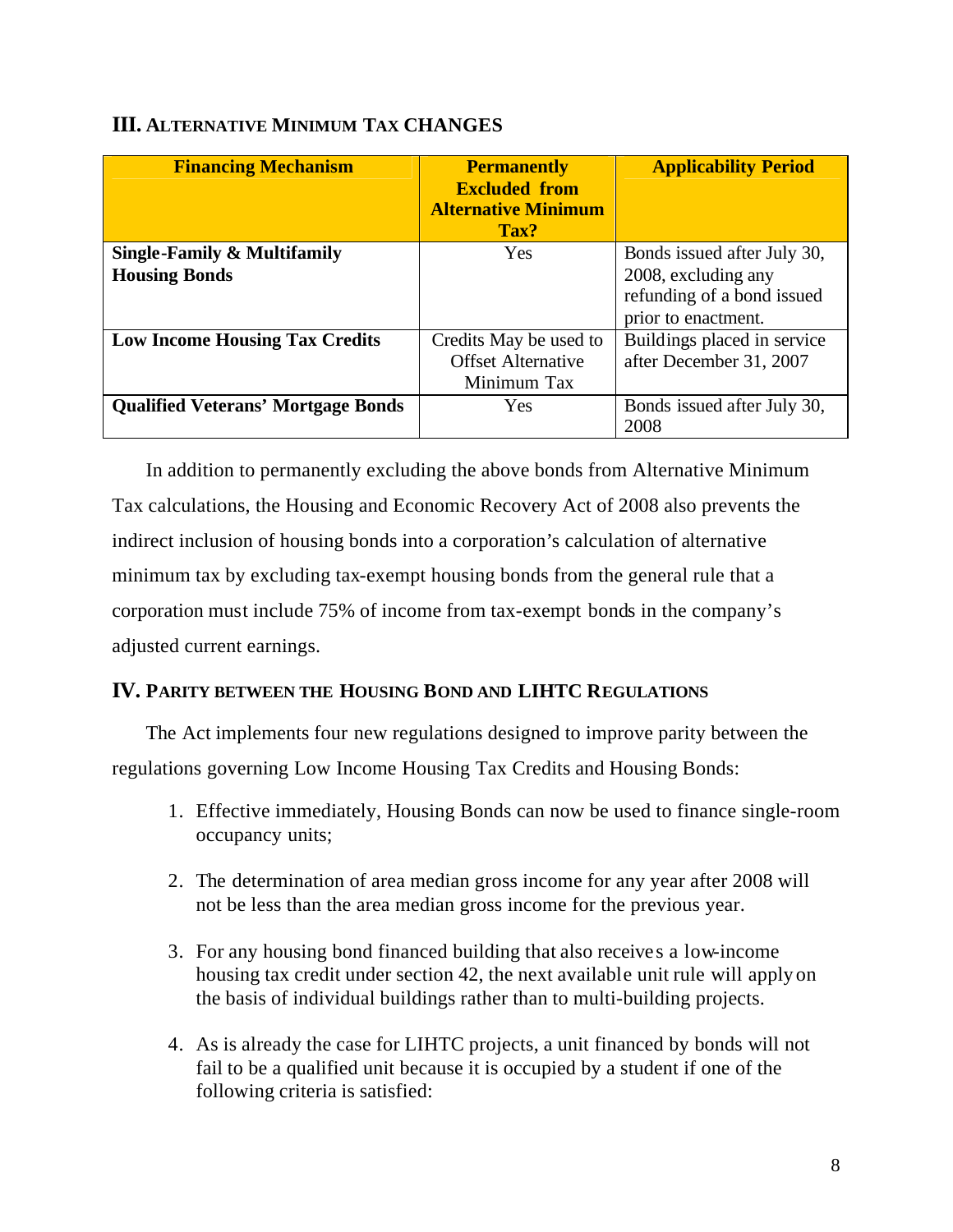## III. Alternative Minimum Tax Changes

| Financing Mechanism | Permanently Excluded from Alternative Minimum Tax? | Applicability Period |
|---|---|---|
| **Single-Family & Multifamily Housing Bonds** | Yes | Bonds issued after July 30, 2008, excluding any refunding of a bond issued prior to enactment. |
| **Low Income Housing Tax Credits** | Credits May be used to Offset Alternative Minimum Tax | Buildings placed in service after December 31, 2007 |
| **Qualified Veterans' Mortgage Bonds** | Yes | Bonds issued after July 30, 2008 |

In addition to permanently excluding the above bonds from Alternative Minimum Tax calculations, the Housing and Economic Recovery Act of 2008 also prevents the indirect inclusion of housing bonds into a corporation's calculation of alternative minimum tax by excluding tax-exempt housing bonds from the general rule that a corporation must include 75% of income from tax-exempt bonds in the company's adjusted current earnings.

## IV. Parity between the Housing Bond and LIHTC Regulations

The Act implements four new regulations designed to improve parity between the regulations governing Low Income Housing Tax Credits and Housing Bonds:

1. Effective immediately, Housing Bonds can now be used to finance single-room occupancy units;

2. The determination of area median gross income for any year after 2008 will not be less than the area median gross income for the previous year.

3. For any housing bond financed building that also receives a low-income housing tax credit under section 42, the next available unit rule will apply on the basis of individual buildings rather than to multi-building projects.

4. As is already the case for LIHTC projects, a unit financed by bonds will not fail to be a qualified unit because it is occupied by a student if one of the following criteria is satisfied: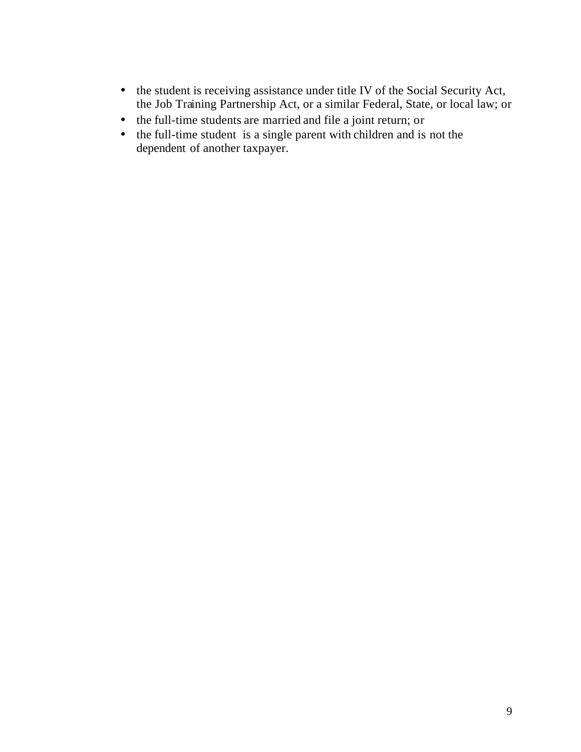- the student is receiving assistance under title IV of the Social Security Act, the Job Training Partnership Act, or a similar Federal, State, or local law; or
- the full-time students are married and file a joint return; or
- the full-time student is a single parent with children and is not the dependent of another taxpayer.